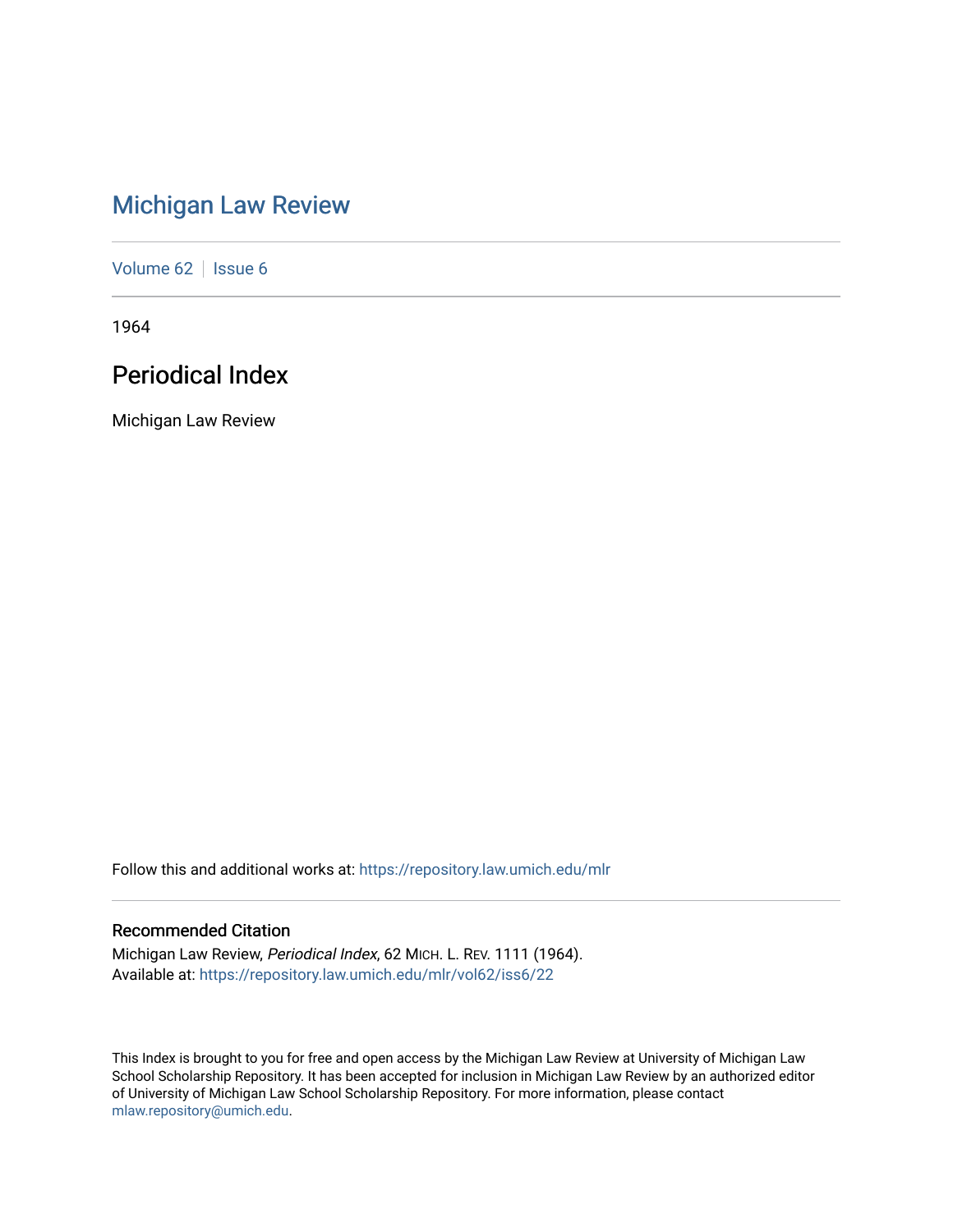# Michigan Law Review

Volume 62 | Issue 6

1964

## Periodical Index

Michigan Law Review

Follow this and additional works at: https://repository.law.umich.edu/mlr

### Recommended Citation

Michigan Law Review, *Periodical Index*, 62 MICH. L. REV. 1111 (1964).
Available at: https://repository.law.umich.edu/mlr/vol62/iss6/22

This Index is brought to you for free and open access by the Michigan Law Review at University of Michigan Law School Scholarship Repository. It has been accepted for inclusion in Michigan Law Review by an authorized editor of University of Michigan Law School Scholarship Repository. For more information, please contact mlaw.repository@umich.edu.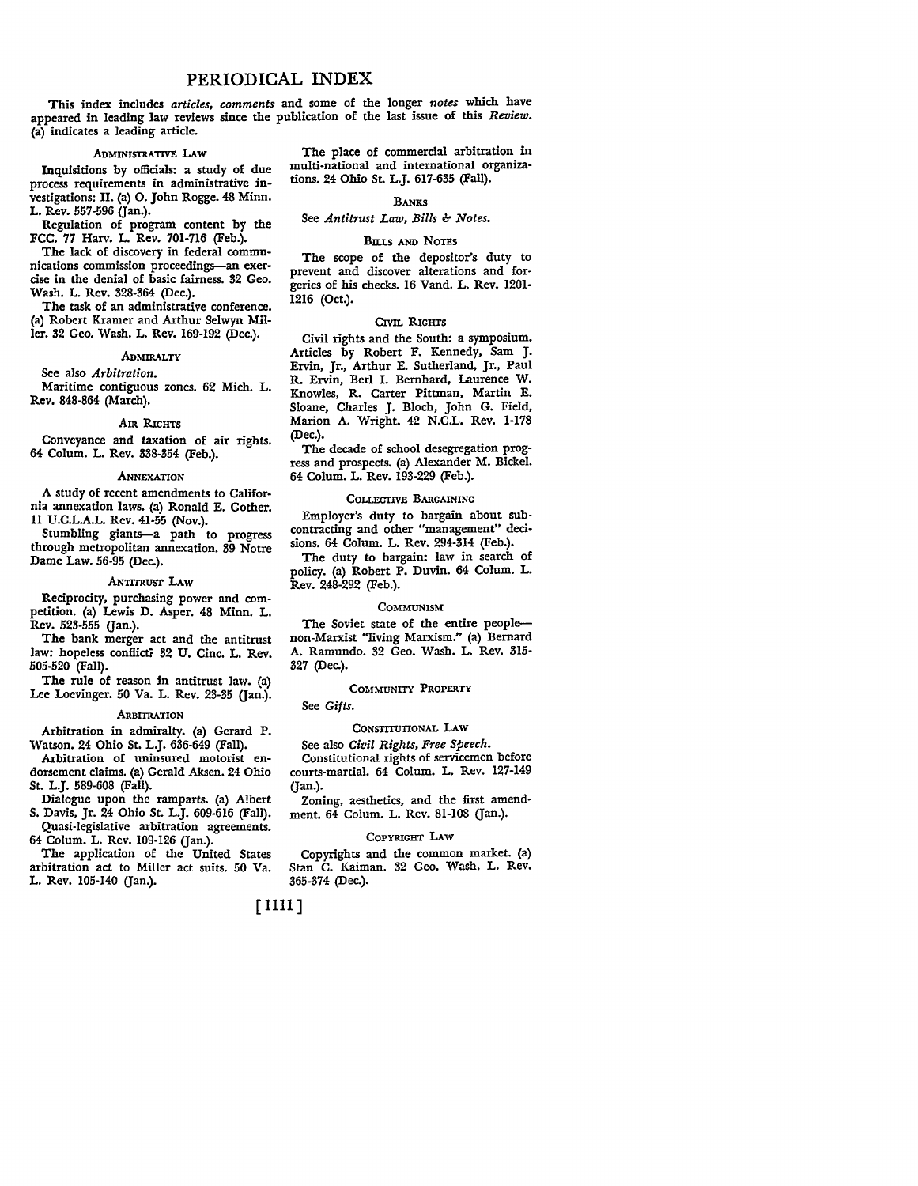# PERIODICAL INDEX

This index includes *articles, comments* and some of the longer *notes* which have appeared in leading law reviews since the publication of the last issue of this *Review.* (a) indicates a leading article.

### Administrative Law

Inquisitions by officials: a study of due process requirements in administrative investigations: II. (a) O. John Rogge. 48 Minn. L. Rev. 557-596 (Jan.).

Regulation of program content by the FCC. 77 Harv. L. Rev. 701-716 (Feb.).

The lack of discovery in federal communications commission proceedings—an exercise in the denial of basic fairness. 32 Geo. Wash. L. Rev. 328-364 (Dec.).

The task of an administrative conference. (a) Robert Kramer and Arthur Selwyn Miller. 32 Geo. Wash. L. Rev. 169-192 (Dec.).

### Admiralty

See also *Arbitration.*

Maritime contiguous zones. 62 Mich. L. Rev. 848-864 (March).

### Air Rights

Conveyance and taxation of air rights. 64 Colum. L. Rev. 338-354 (Feb.).

### Annexation

A study of recent amendments to California annexation laws. (a) Ronald E. Gother. 11 U.C.L.A.L. Rev. 41-55 (Nov.).

Stumbling giants—a path to progress through metropolitan annexation. 39 Notre Dame Law. 56-95 (Dec.).

### Antitrust Law

Reciprocity, purchasing power and competition. (a) Lewis D. Asper. 48 Minn. L. Rev. 523-555 (Jan.).

The bank merger act and the antitrust law: hopeless conflict? 32 U. Cinc. L. Rev. 505-520 (Fall).

The rule of reason in antitrust law. (a) Lee Loevinger. 50 Va. L. Rev. 23-35 (Jan.).

### Arbitration

Arbitration in admiralty. (a) Gerard P. Watson. 24 Ohio St. L.J. 636-649 (Fall).

Arbitration of uninsured motorist endorsement claims. (a) Gerald Aksen. 24 Ohio St. L.J. 589-608 (Fall).

Dialogue upon the ramparts. (a) Albert S. Davis, Jr. 24 Ohio St. L.J. 609-616 (Fall).

Quasi-legislative arbitration agreements. 64 Colum. L. Rev. 109-126 (Jan.).

The application of the United States arbitration act to Miller act suits. 50 Va. L. Rev. 105-140 (Jan.).

The place of commercial arbitration in multi-national and international organizations. 24 Ohio St. L.J. 617-635 (Fall).

### Banks

See *Antitrust Law, Bills & Notes.*

### Bills and Notes

The scope of the depositor's duty to prevent and discover alterations and forgeries of his checks. 16 Vand. L. Rev. 1201-1216 (Oct.).

### Civil Rights

Civil rights and the South: a symposium. Articles by Robert F. Kennedy, Sam J. Ervin, Jr., Arthur E. Sutherland, Jr., Paul R. Ervin, Berl I. Bernhard, Laurence W. Knowles, R. Carter Pittman, Martin E. Sloane, Charles J. Bloch, John G. Field, Marion A. Wright. 42 N.C.L. Rev. 1-178 (Dec.).

The decade of school desegregation progress and prospects. (a) Alexander M. Bickel. 64 Colum. L. Rev. 193-229 (Feb.).

### Collective Bargaining

Employer's duty to bargain about subcontracting and other "management" decisions. 64 Colum. L. Rev. 294-314 (Feb.).

The duty to bargain: law in search of policy. (a) Robert P. Duvin. 64 Colum. L. Rev. 248-292 (Feb.).

### Communism

The Soviet state of the entire people—non-Marxist "living Marxism." (a) Bernard A. Ramundo. 32 Geo. Wash. L. Rev. 315-327 (Dec.).

### Community Property

See *Gifts.*

### Constitutional Law

See also *Civil Rights, Free Speech.*

Constitutional rights of servicemen before courts-martial. 64 Colum. L. Rev. 127-149 (Jan.).

Zoning, aesthetics, and the first amendment. 64 Colum. L. Rev. 81-108 (Jan.).

### Copyright Law

Copyrights and the common market. (a) Stan C. Kaiman. 32 Geo. Wash. L. Rev. 365-374 (Dec.).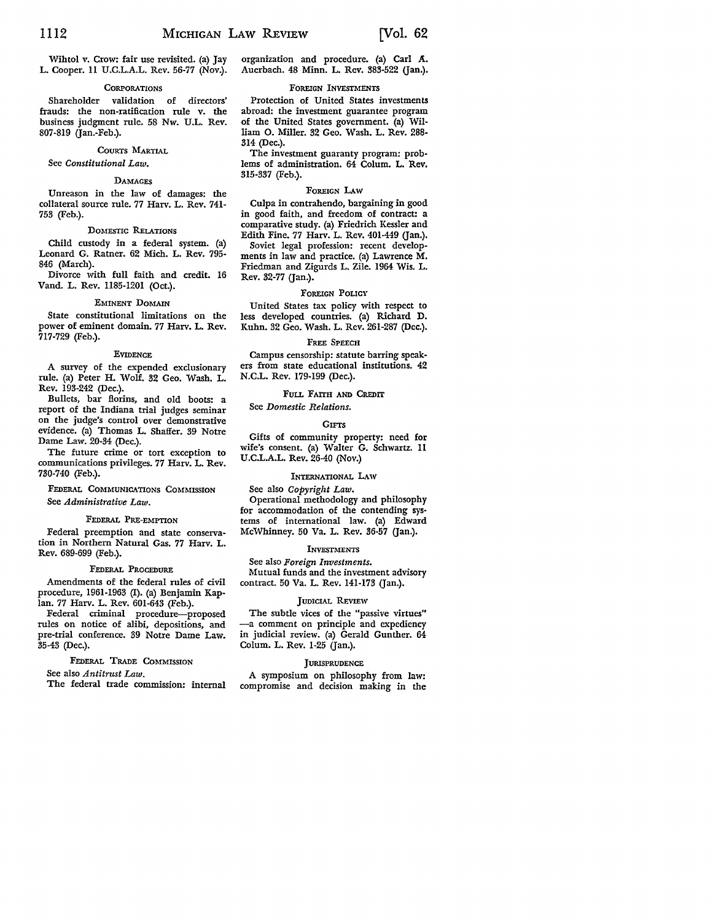Wihtol v. Crow: fair use revisited. (a) Jay L. Cooper. 11 U.C.L.A.L. Rev. 56-77 (Nov.).

#### CORPORATIONS

Shareholder validation of directors' frauds: the non-ratification rule v. the business judgment rule. 58 Nw. U.L. Rev. 807-819 (Jan.-Feb.).

#### COURTS MARTIAL

See *Constitutional Law.*

#### DAMAGES

Unreason in the law of damages: the collateral source rule. 77 Harv. L. Rev. 741-753 (Feb.).

#### DOMESTIC RELATIONS

Child custody in a federal system. (a) Leonard G. Ratner. 62 Mich. L. Rev. 795-846 (March).

Divorce with full faith and credit. 16 Vand. L. Rev. 1185-1201 (Oct.).

#### EMINENT DOMAIN

State constitutional limitations on the power of eminent domain. 77 Harv. L. Rev. 717-729 (Feb.).

#### EVIDENCE

A survey of the expended exclusionary rule. (a) Peter H. Wolf. 32 Geo. Wash. L. Rev. 193-242 (Dec.).

Bullets, bar florins, and old boots: a report of the Indiana trial judges seminar on the judge's control over demonstrative evidence. (a) Thomas L. Shaffer. 39 Notre Dame Law. 20-34 (Dec.).

The future crime or tort exception to communications privileges. 77 Harv. L. Rev. 730-740 (Feb.).

#### FEDERAL COMMUNICATIONS COMMISSION

See *Administrative Law.*

#### FEDERAL PRE-EMPTION

Federal preemption and state conservation in Northern Natural Gas. 77 Harv. L. Rev. 689-699 (Feb.).

#### FEDERAL PROCEDURE

Amendments of the federal rules of civil procedure, 1961-1963 (I). (a) Benjamin Kaplan. 77 Harv. L. Rev. 601-643 (Feb.).

Federal criminal procedure—proposed rules on notice of alibi, depositions, and pre-trial conference. 39 Notre Dame Law. 35-43 (Dec.).

#### FEDERAL TRADE COMMISSION

See also *Antitrust Law.*

The federal trade commission: internal organization and procedure. (a) Carl A. Auerbach. 48 Minn. L. Rev. 383-522 (Jan.).

#### FOREIGN INVESTMENTS

Protection of United States investments abroad: the investment guarantee program of the United States government. (a) William O. Miller. 32 Geo. Wash. L. Rev. 288-314 (Dec.).

The investment guaranty program: problems of administration. 64 Colum. L. Rev. 315-337 (Feb.).

#### FOREIGN LAW

Culpa in contrahendo, bargaining in good in good faith, and freedom of contract: a comparative study. (a) Friedrich Kessler and Edith Fine. 77 Harv. L. Rev. 401-449 (Jan.).

Soviet legal profession: recent developments in law and practice. (a) Lawrence M. Friedman and Zigurds L. Zile. 1964 Wis. L. Rev. 32-77 (Jan.).

#### FOREIGN POLICY

United States tax policy with respect to less developed countries. (a) Richard D. Kuhn. 32 Geo. Wash. L. Rev. 261-287 (Dec.).

#### FREE SPEECH

Campus censorship: statute barring speakers from state educational institutions. 42 N.C.L. Rev. 179-199 (Dec.).

#### FULL FAITH AND CREDIT

See *Domestic Relations.*

#### GIFTS

Gifts of community property: need for wife's consent. (a) Walter G. Schwartz. 11 U.C.L.A.L. Rev. 26-40 (Nov.)

#### INTERNATIONAL LAW

See also *Copyright Law.*

Operational methodology and philosophy for accommodation of the contending systems of international law. (a) Edward McWhinney. 50 Va. L. Rev. 36-57 (Jan.).

#### INVESTMENTS

See also *Foreign Investments.*

Mutual funds and the investment advisory contract. 50 Va. L. Rev. 141-173 (Jan.).

#### JUDICIAL REVIEW

The subtle vices of the "passive virtues" —a comment on principle and expediency in judicial review. (a) Gerald Gunther. 64 Colum. L. Rev. 1-25 (Jan.).

#### JURISPRUDENCE

A symposium on philosophy from law: compromise and decision making in the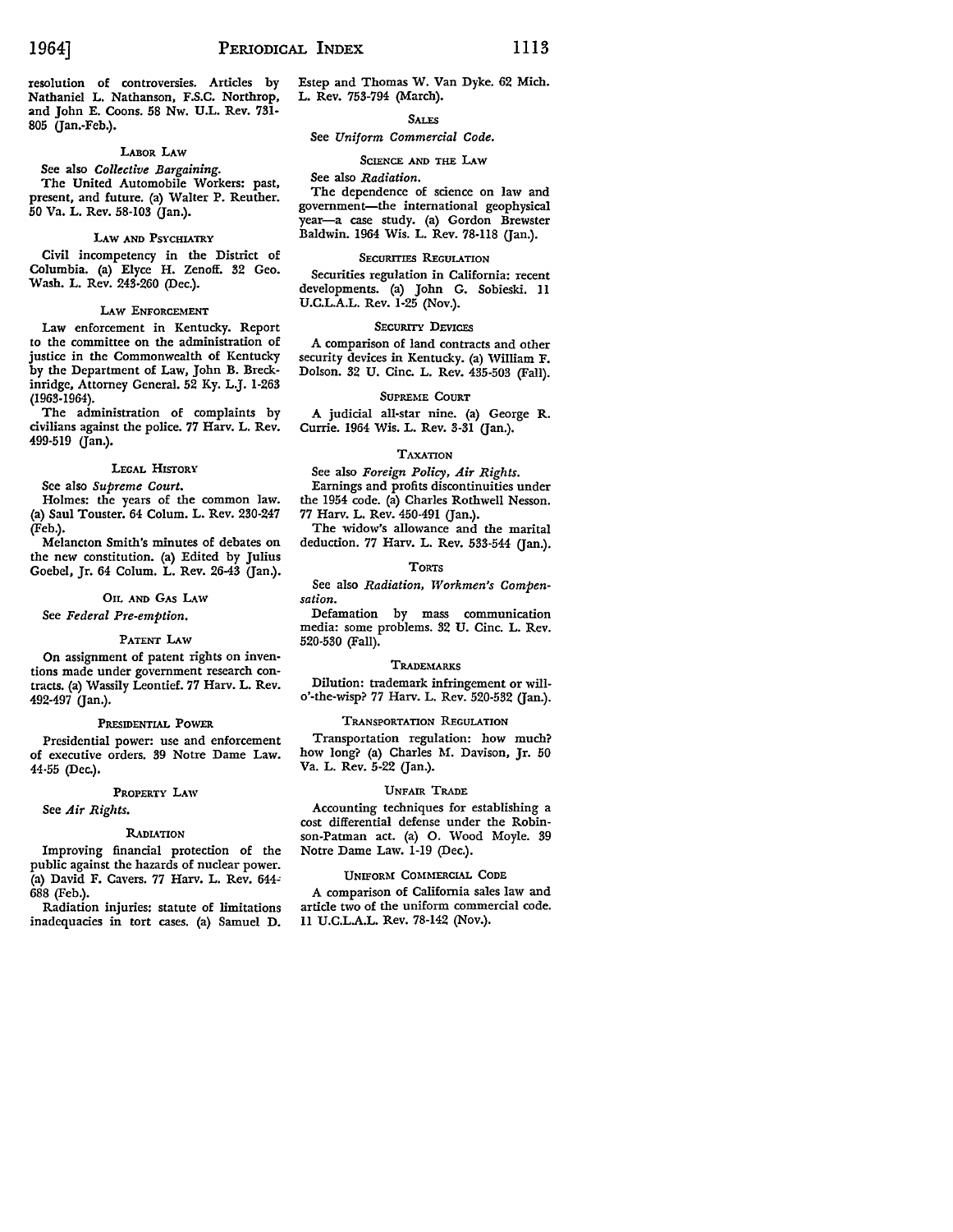resolution of controversies. Articles by Nathaniel L. Nathanson, F.S.C. Northrop, and John E. Coons. 58 Nw. U.L. Rev. 731-805 (Jan.-Feb.).

### Labor Law

See also *Collective Bargaining.*

The United Automobile Workers: past, present, and future. (a) Walter P. Reuther. 50 Va. L. Rev. 58-103 (Jan.).

### Law and Psychiatry

Civil incompetency in the District of Columbia. (a) Elyce H. Zenoff. 32 Geo. Wash. L. Rev. 243-260 (Dec.).

### Law Enforcement

Law enforcement in Kentucky. Report to the committee on the administration of justice in the Commonwealth of Kentucky by the Department of Law, John B. Breckinridge, Attorney General. 52 Ky. L.J. 1-263 (1963-1964).

The administration of complaints by civilians against the police. 77 Harv. L. Rev. 499-519 (Jan.).

### Legal History

See also *Supreme Court.*

Holmes: the years of the common law. (a) Saul Touster. 64 Colum. L. Rev. 230-247 (Feb.).

Melancton Smith's minutes of debates on the new constitution. (a) Edited by Julius Goebel, Jr. 64 Colum. L. Rev. 26-43 (Jan.).

### Oil and Gas Law

See *Federal Pre-emption.*

### Patent Law

On assignment of patent rights on inventions made under government research contracts. (a) Wassily Leontief. 77 Harv. L. Rev. 492-497 (Jan.).

### Presidential Power

Presidential power: use and enforcement of executive orders. 39 Notre Dame Law. 44-55 (Dec.).

### Property Law

See *Air Rights.*

### Radiation

Improving financial protection of the public against the hazards of nuclear power. (a) David F. Cavers. 77 Harv. L. Rev. 644-688 (Feb.).

Radiation injuries: statute of limitations inadequacies in tort cases. (a) Samuel D. Estep and Thomas W. Van Dyke. 62 Mich. L. Rev. 753-794 (March).

### Sales

See *Uniform Commercial Code.*

### Science and the Law

See also *Radiation.*

The dependence of science on law and government—the international geophysical year—a case study. (a) Gordon Brewster Baldwin. 1964 Wis. L. Rev. 78-118 (Jan.).

### Securities Regulation

Securities regulation in California: recent developments. (a) John G. Sobieski. 11 U.C.L.A.L. Rev. 1-25 (Nov.).

### Security Devices

A comparison of land contracts and other security devices in Kentucky. (a) William F. Dolson. 32 U. Cinc. L. Rev. 435-503 (Fall).

### Supreme Court

A judicial all-star nine. (a) George R. Currie. 1964 Wis. L. Rev. 3-31 (Jan.).

### Taxation

See also *Foreign Policy, Air Rights.*

Earnings and profits discontinuities under the 1954 code. (a) Charles Rothwell Nesson. 77 Harv. L. Rev. 450-491 (Jan.).

The widow's allowance and the marital deduction. 77 Harv. L. Rev. 533-544 (Jan.).

### Torts

See also *Radiation, Workmen's Compensation.*

Defamation by mass communication media: some problems. 32 U. Cinc. L. Rev. 520-530 (Fall).

### Trademarks

Dilution: trademark infringement or will-o'-the-wisp? 77 Harv. L. Rev. 520-532 (Jan.).

### Transportation Regulation

Transportation regulation: how much? how long? (a) Charles M. Davison, Jr. 50 Va. L. Rev. 5-22 (Jan.).

### Unfair Trade

Accounting techniques for establishing a cost differential defense under the Robinson-Patman act. (a) O. Wood Moyle. 39 Notre Dame Law. 1-19 (Dec.).

### Uniform Commercial Code

A comparison of California sales law and article two of the uniform commercial code. 11 U.C.L.A.L. Rev. 78-142 (Nov.).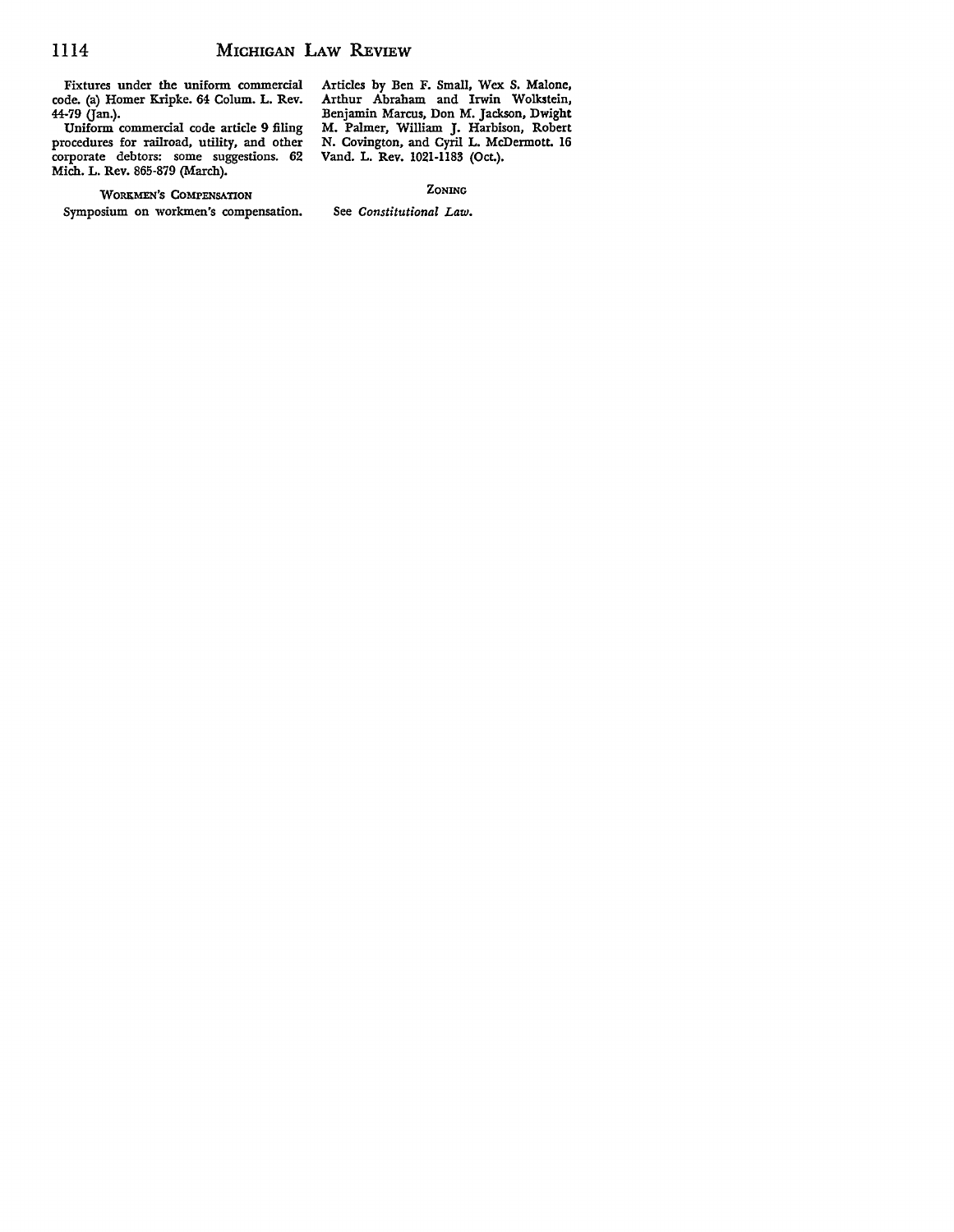Fixtures under the uniform commercial code. (a) Homer Kripke. 64 Colum. L. Rev. 44-79 (Jan.).

Uniform commercial code article 9 filing procedures for railroad, utility, and other corporate debtors: some suggestions. 62 Mich. L. Rev. 865-879 (March).

### WORKMEN'S COMPENSATION

Symposium on workmen's compensation. Articles by Ben F. Small, Wex S. Malone, Arthur Abraham and Irwin Wolkstein, Benjamin Marcus, Don M. Jackson, Dwight M. Palmer, William J. Harbison, Robert N. Covington, and Cyril L. McDermott. 16 Vand. L. Rev. 1021-1183 (Oct.).

### ZONING

See *Constitutional Law*.